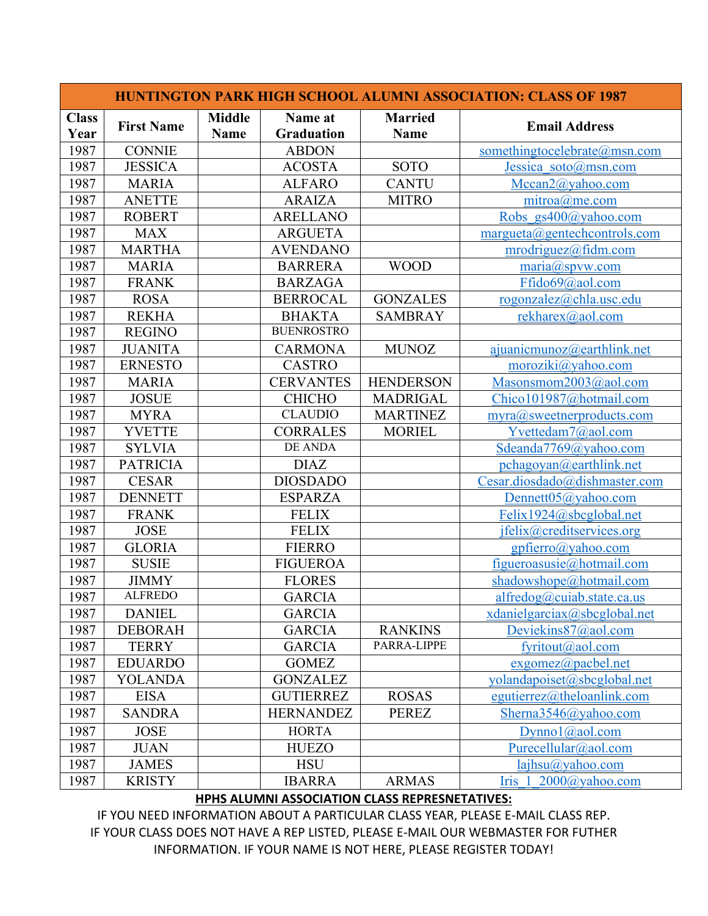| HUNTINGTON PARK HIGH SCHOOL ALUMNI ASSOCIATION: CLASS OF 1987 | | | | | |
|---|---|---|---|---|---|
| **Class Year** | **First Name** | **Middle Name** | **Name at Graduation** | **Married Name** | **Email Address** |
| 1987 | CONNIE | | ABDON | | somethingtocelebrate@msn.com |
| 1987 | JESSICA | | ACOSTA | SOTO | Jessica_soto@msn.com |
| 1987 | MARIA | | ALFARO | CANTU | Mccan2@yahoo.com |
| 1987 | ANETTE | | ARAIZA | MITRO | mitroa@me.com |
| 1987 | ROBERT | | ARELLANO | | Robs_gs400@yahoo.com |
| 1987 | MAX | | ARGUETA | | margueta@gentechcontrols.com |
| 1987 | MARTHA | | AVENDANO | | mrodriguez@fidm.com |
| 1987 | MARIA | | BARRERA | WOOD | maria@spvw.com |
| 1987 | FRANK | | BARZAGA | | Ffido69@aol.com |
| 1987 | ROSA | | BERROCAL | GONZALES | rogonzalez@chla.usc.edu |
| 1987 | REKHA | | BHAKTA | SAMBRAY | rekharex@aol.com |
| 1987 | REGINO | | BUENROSTRO | | |
| 1987 | JUANITA | | CARMONA | MUNOZ | ajuanicmunoz@earthlink.net |
| 1987 | ERNESTO | | CASTRO | | moroziki@yahoo.com |
| 1987 | MARIA | | CERVANTES | HENDERSON | Masonsmom2003@aol.com |
| 1987 | JOSUE | | CHICHO | MADRIGAL | Chico101987@hotmail.com |
| 1987 | MYRA | | CLAUDIO | MARTINEZ | myra@sweetnerproducts.com |
| 1987 | YVETTE | | CORRALES | MORIEL | Yvettedam7@aol.com |
| 1987 | SYLVIA | | DE ANDA | | Sdeanda7769@yahoo.com |
| 1987 | PATRICIA | | DIAZ | | pchagoyan@earthlink.net |
| 1987 | CESAR | | DIOSDADO | | Cesar.diosdado@dishmaster.com |
| 1987 | DENNETT | | ESPARZA | | Dennett05@yahoo.com |
| 1987 | FRANK | | FELIX | | Felix1924@sbcglobal.net |
| 1987 | JOSE | | FELIX | | jfelix@creditservices.org |
| 1987 | GLORIA | | FIERRO | | gpfierro@yahoo.com |
| 1987 | SUSIE | | FIGUEROA | | figueroasusie@hotmail.com |
| 1987 | JIMMY | | FLORES | | shadowshope@hotmail.com |
| 1987 | ALFREDO | | GARCIA | | alfredog@cuiab.state.ca.us |
| 1987 | DANIEL | | GARCIA | | xdanielgarciax@sbcglobal.net |
| 1987 | DEBORAH | | GARCIA | RANKINS | Deviekins87@aol.com |
| 1987 | TERRY | | GARCIA | PARRA-LIPPE | fyritout@aol.com |
| 1987 | EDUARDO | | GOMEZ | | exgomez@pacbel.net |
| 1987 | YOLANDA | | GONZALEZ | | yolandapoiset@sbcglobal.net |
| 1987 | EISA | | GUTIERREZ | ROSAS | egutierrez@theloanlink.com |
| 1987 | SANDRA | | HERNANDEZ | PEREZ | Sherna3546@yahoo.com |
| 1987 | JOSE | | HORTA | | Dynno1@aol.com |
| 1987 | JUAN | | HUEZO | | Purecellular@aol.com |
| 1987 | JAMES | | HSU | | lajhsu@yahoo.com |
| 1987 | KRISTY | | IBARRA | ARMAS | Iris_1_2000@yahoo.com |

**HPHS ALUMNI ASSOCIATION CLASS REPRESNETATIVES:**

IF YOU NEED INFORMATION ABOUT A PARTICULAR CLASS YEAR, PLEASE E-MAIL CLASS REP.
IF YOUR CLASS DOES NOT HAVE A REP LISTED, PLEASE E-MAIL OUR WEBMASTER FOR FUTHER INFORMATION. IF YOUR NAME IS NOT HERE, PLEASE REGISTER TODAY!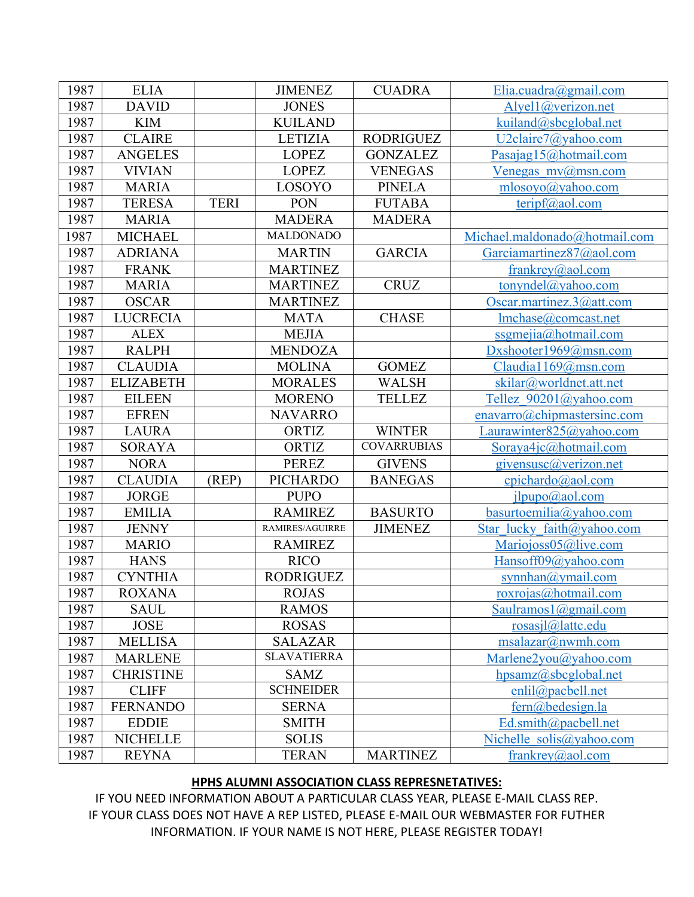| | | | | | |
|---|---|---|---|---|---|
| 1987 | ELIA | | JIMENEZ | CUADRA | Elia.cuadra@gmail.com |
| 1987 | DAVID | | JONES | | Alyel1@verizon.net |
| 1987 | KIM | | KUILAND | | kuiland@sbcglobal.net |
| 1987 | CLAIRE | | LETIZIA | RODRIGUEZ | U2claire7@yahoo.com |
| 1987 | ANGELES | | LOPEZ | GONZALEZ | Pasajag15@hotmail.com |
| 1987 | VIVIAN | | LOPEZ | VENEGAS | Venegas_mv@msn.com |
| 1987 | MARIA | | LOSOYO | PINELA | mlosoyo@yahoo.com |
| 1987 | TERESA | TERI | PON | FUTABA | teripf@aol.com |
| 1987 | MARIA | | MADERA | MADERA | |
| 1987 | MICHAEL | | MALDONADO | | Michael.maldonado@hotmail.com |
| 1987 | ADRIANA | | MARTIN | GARCIA | Garciamartinez87@aol.com |
| 1987 | FRANK | | MARTINEZ | | frankrey@aol.com |
| 1987 | MARIA | | MARTINEZ | CRUZ | tonyndel@yahoo.com |
| 1987 | OSCAR | | MARTINEZ | | Oscar.martinez.3@att.com |
| 1987 | LUCRECIA | | MATA | CHASE | lmchase@comcast.net |
| 1987 | ALEX | | MEJIA | | ssgmejia@hotmail.com |
| 1987 | RALPH | | MENDOZA | | Dxshooter1969@msn.com |
| 1987 | CLAUDIA | | MOLINA | GOMEZ | Claudia1169@msn.com |
| 1987 | ELIZABETH | | MORALES | WALSH | skilar@worldnet.att.net |
| 1987 | EILEEN | | MORENO | TELLEZ | Tellez_90201@yahoo.com |
| 1987 | EFREN | | NAVARRO | | enavarro@chipmastersinc.com |
| 1987 | LAURA | | ORTIZ | WINTER | Laurawinter825@yahoo.com |
| 1987 | SORAYA | | ORTIZ | COVARRUBIAS | Soraya4jc@hotmail.com |
| 1987 | NORA | | PEREZ | GIVENS | givensusc@verizon.net |
| 1987 | CLAUDIA | (REP) | PICHARDO | BANEGAS | cpichardo@aol.com |
| 1987 | JORGE | | PUPO | | jlpupo@aol.com |
| 1987 | EMILIA | | RAMIREZ | BASURTO | basurtoemilia@yahoo.com |
| 1987 | JENNY | | RAMIRES/AGUIRRE | JIMENEZ | Star_lucky_faith@yahoo.com |
| 1987 | MARIO | | RAMIREZ | | Mariojoss05@live.com |
| 1987 | HANS | | RICO | | Hansoff09@yahoo.com |
| 1987 | CYNTHIA | | RODRIGUEZ | | synnhan@ymail.com |
| 1987 | ROXANA | | ROJAS | | roxrojas@hotmail.com |
| 1987 | SAUL | | RAMOS | | Saulramos1@gmail.com |
| 1987 | JOSE | | ROSAS | | rosasjl@lattc.edu |
| 1987 | MELLISA | | SALAZAR | | msalazar@nwmh.com |
| 1987 | MARLENE | | SLAVATIERRA | | Marlene2you@yahoo.com |
| 1987 | CHRISTINE | | SAMZ | | hpsamz@sbcglobal.net |
| 1987 | CLIFF | | SCHNEIDER | | enlil@pacbell.net |
| 1987 | FERNANDO | | SERNA | | fern@bedesign.la |
| 1987 | EDDIE | | SMITH | | Ed.smith@pacbell.net |
| 1987 | NICHELLE | | SOLIS | | Nichelle_solis@yahoo.com |
| 1987 | REYNA | | TERAN | MARTINEZ | frankrey@aol.com |

**HPHS ALUMNI ASSOCIATION CLASS REPRESNETATIVES:**

IF YOU NEED INFORMATION ABOUT A PARTICULAR CLASS YEAR, PLEASE E-MAIL CLASS REP. IF YOUR CLASS DOES NOT HAVE A REP LISTED, PLEASE E-MAIL OUR WEBMASTER FOR FUTHER INFORMATION. IF YOUR NAME IS NOT HERE, PLEASE REGISTER TODAY!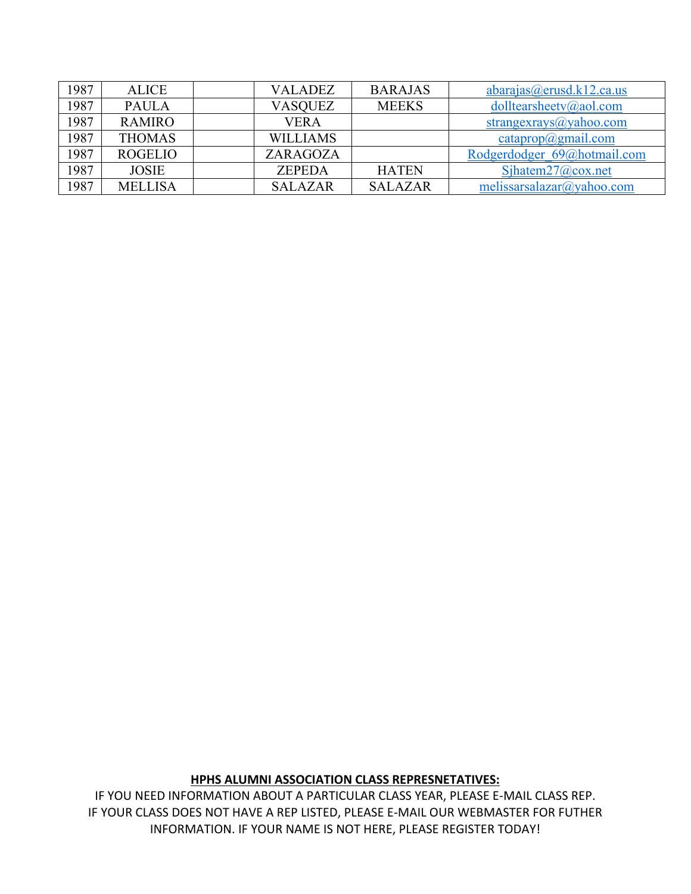| | | | | | |
|---|---|---|---|---|---|
| 1987 | ALICE | | VALADEZ | BARAJAS | abarajas@erusd.k12.ca.us |
| 1987 | PAULA | | VASQUEZ | MEEKS | dolltearsheetv@aol.com |
| 1987 | RAMIRO | | VERA | | strangexrays@yahoo.com |
| 1987 | THOMAS | | WILLIAMS | | cataprop@gmail.com |
| 1987 | ROGELIO | | ZARAGOZA | | Rodgerdodger_69@hotmail.com |
| 1987 | JOSIE | | ZEPEDA | HATEN | Sjhatem27@cox.net |
| 1987 | MELLISA | | SALAZAR | SALAZAR | melissarsalazar@yahoo.com |

**HPHS ALUMNI ASSOCIATION CLASS REPRESNETATIVES:**

IF YOU NEED INFORMATION ABOUT A PARTICULAR CLASS YEAR, PLEASE E-MAIL CLASS REP. IF YOUR CLASS DOES NOT HAVE A REP LISTED, PLEASE E-MAIL OUR WEBMASTER FOR FUTHER INFORMATION. IF YOUR NAME IS NOT HERE, PLEASE REGISTER TODAY!